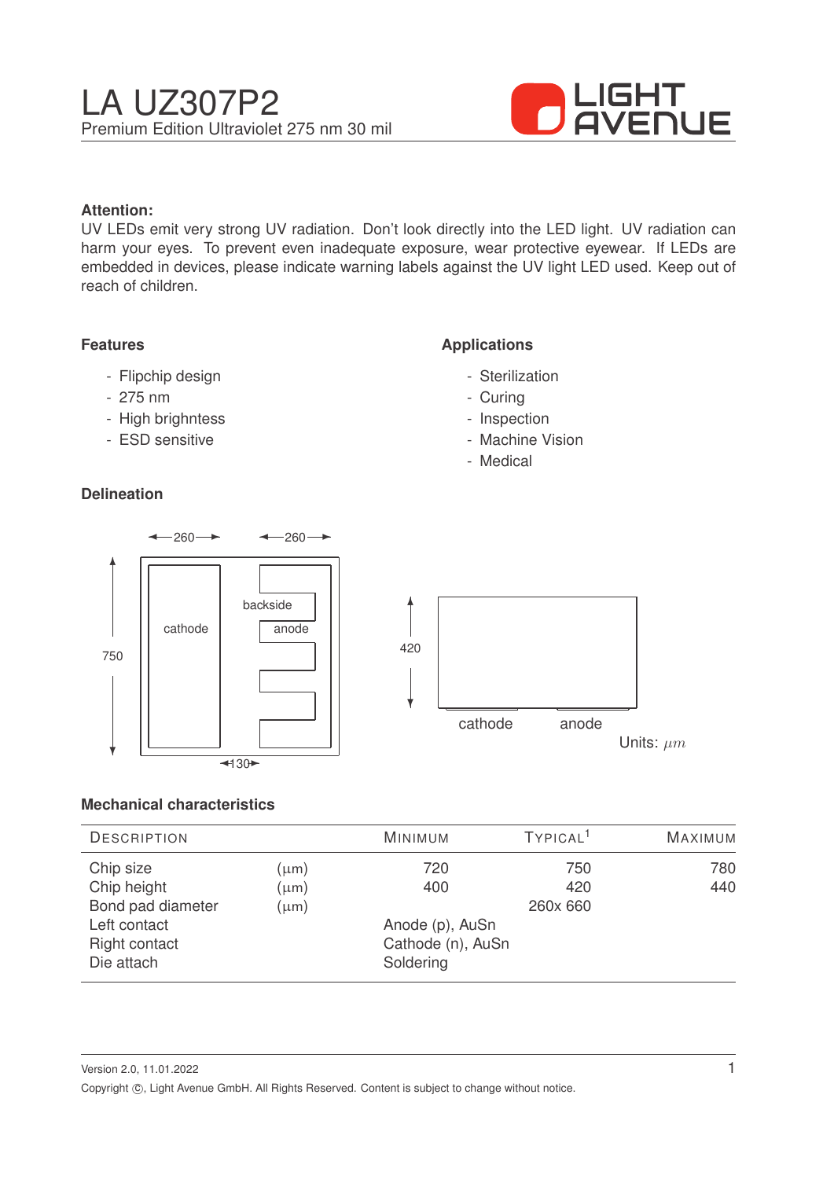# LA UZ307P2

Premium Edition Ultraviolet 275 nm 30 mil

LIGHT AVENUE

**Attention:**
UV LEDs emit very strong UV radiation. Don't look directly into the LED light. UV radiation can harm your eyes. To prevent even inadequate exposure, wear protective eyewear. If LEDs are embedded in devices, please indicate warning labels against the UV light LED used. Keep out of reach of children.

## Features

- Flipchip design
- 275 nm
- High brighntess
- ESD sensitive

## Applications

- Sterilization
- Curing
- Inspection
- Machine Vision
- Medical

## Delineation

260 260 750 cathode backside anode 130 420 cathode anode

Units: $\mu m$

## Mechanical characteristics

| Description | | Minimum | Typical[1] | Maximum |
|---|---|---|---|---|
| Chip size | (µm) | 720 | 750 | 780 |
| Chip height | (µm) | 400 | 420 | 440 |
| Bond pad diameter | (µm) | | 260x 660 | |
| Left contact | | Anode (p), AuSn | | |
| Right contact | | Cathode (n), AuSn | | |
| Die attach | | Soldering | | |

Version 2.0, 11.01.2022

Copyright ©, Light Avenue GmbH. All Rights Reserved. Content is subject to change without notice.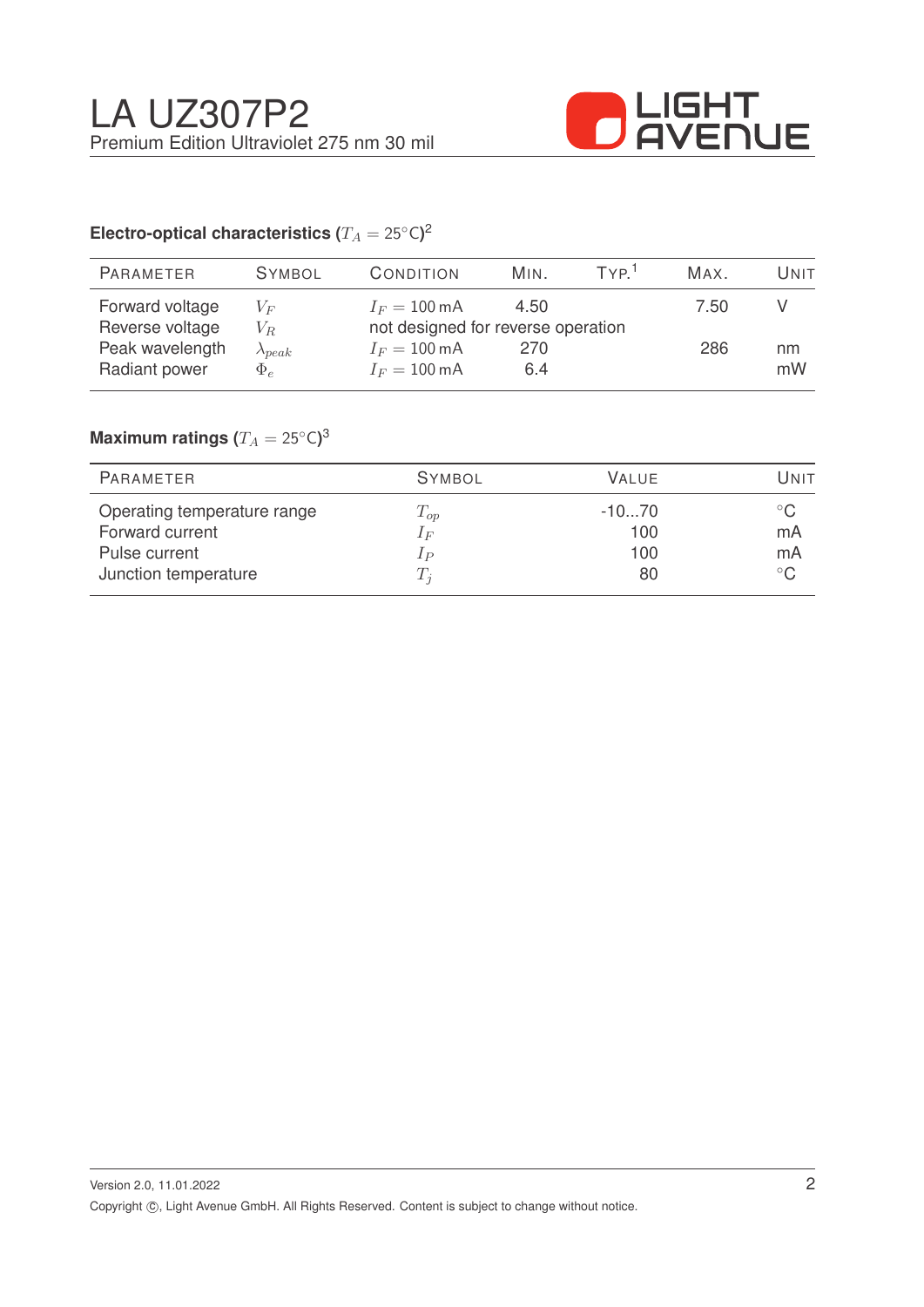## Electro-optical characteristics ($T_A = 25°C$)[2]

| Parameter | Symbol | Condition | Min. | Typ.[1] | Max. | Unit |
|---|---|---|---|---|---|---|
| Forward voltage | $V_F$ | $I_F = 100\,\text{mA}$ | 4.50 | | 7.50 | V |
| Reverse voltage | $V_R$ | not designed for reverse operation | | | | |
| Peak wavelength | $\lambda_{peak}$ | $I_F = 100\,\text{mA}$ | 270 | | 286 | nm |
| Radiant power | $\Phi_e$ | $I_F = 100\,\text{mA}$ | 6.4 | | | mW |

## Maximum ratings ($T_A = 25°C$)[3]

| Parameter | Symbol | Value | Unit |
|---|---|---|---|
| Operating temperature range | $T_{op}$ | -10...70 | °C |
| Forward current | $I_F$ | 100 | mA |
| Pulse current | $I_P$ | 100 | mA |
| Junction temperature | $T_j$ | 80 | °C |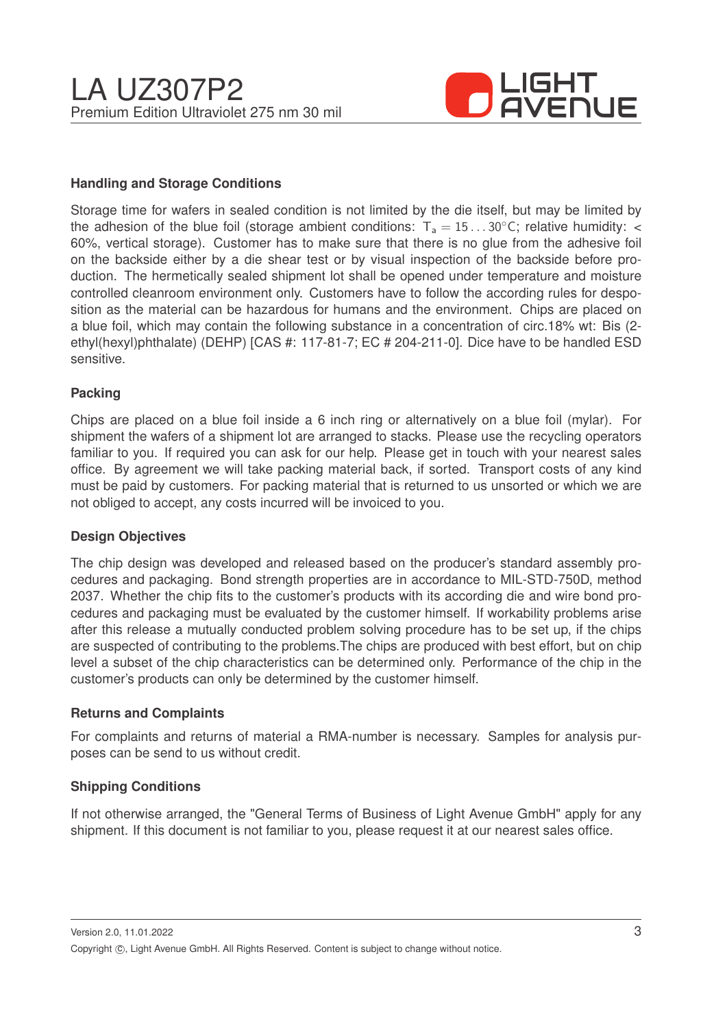## Handling and Storage Conditions

Storage time for wafers in sealed condition is not limited by the die itself, but may be limited by the adhesion of the blue foil (storage ambient conditions: $T_a = 15 \ldots 30°C$; relative humidity: < 60%, vertical storage). Customer has to make sure that there is no glue from the adhesive foil on the backside either by a die shear test or by visual inspection of the backside before production. The hermetically sealed shipment lot shall be opened under temperature and moisture controlled cleanroom environment only. Customers have to follow the according rules for desposition as the material can be hazardous for humans and the environment. Chips are placed on a blue foil, which may contain the following substance in a concentration of circ.18% wt: Bis (2-ethyl(hexyl)phthalate) (DEHP) [CAS #: 117-81-7; EC # 204-211-0]. Dice have to be handled ESD sensitive.

## Packing

Chips are placed on a blue foil inside a 6 inch ring or alternatively on a blue foil (mylar). For shipment the wafers of a shipment lot are arranged to stacks. Please use the recycling operators familiar to you. If required you can ask for our help. Please get in touch with your nearest sales office. By agreement we will take packing material back, if sorted. Transport costs of any kind must be paid by customers. For packing material that is returned to us unsorted or which we are not obliged to accept, any costs incurred will be invoiced to you.

## Design Objectives

The chip design was developed and released based on the producer's standard assembly procedures and packaging. Bond strength properties are in accordance to MIL-STD-750D, method 2037. Whether the chip fits to the customer's products with its according die and wire bond procedures and packaging must be evaluated by the customer himself. If workability problems arise after this release a mutually conducted problem solving procedure has to be set up, if the chips are suspected of contributing to the problems.The chips are produced with best effort, but on chip level a subset of the chip characteristics can be determined only. Performance of the chip in the customer's products can only be determined by the customer himself.

## Returns and Complaints

For complaints and returns of material a RMA-number is necessary. Samples for analysis purposes can be send to us without credit.

## Shipping Conditions

If not otherwise arranged, the "General Terms of Business of Light Avenue GmbH" apply for any shipment. If this document is not familiar to you, please request it at our nearest sales office.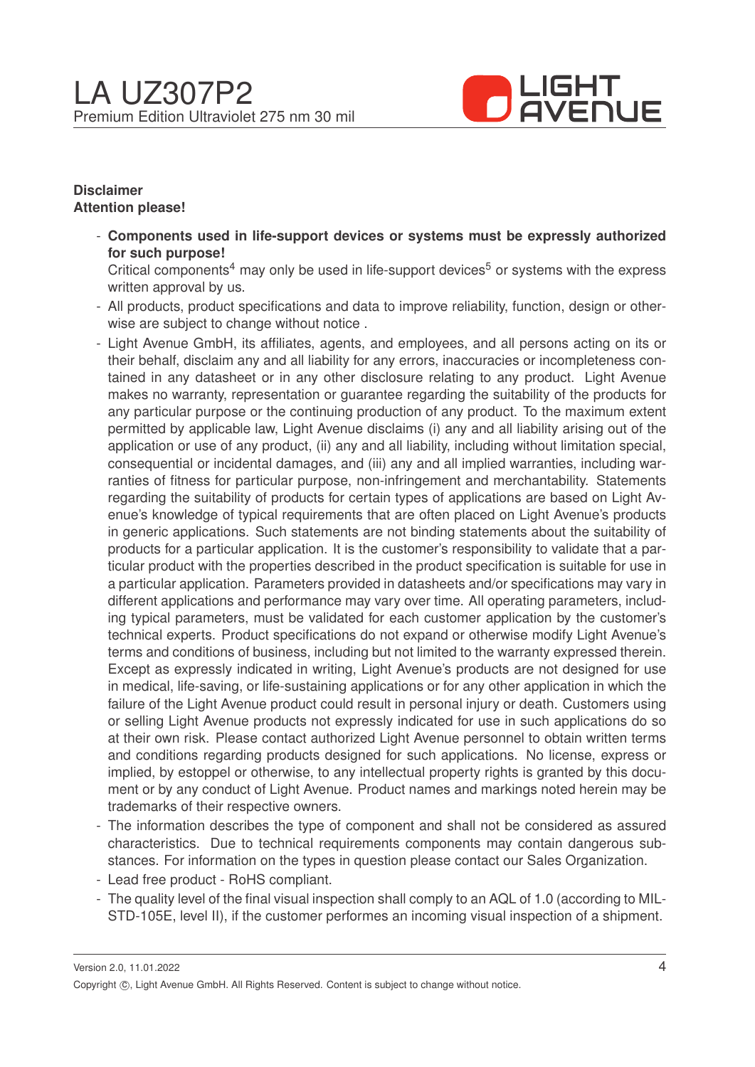**Disclaimer**
**Attention please!**

- **Components used in life-support devices or systems must be expressly authorized for such purpose!**
  Critical components[4] may only be used in life-support devices[5] or systems with the express written approval by us.
- All products, product specifications and data to improve reliability, function, design or otherwise are subject to change without notice .
- Light Avenue GmbH, its affiliates, agents, and employees, and all persons acting on its or their behalf, disclaim any and all liability for any errors, inaccuracies or incompleteness contained in any datasheet or in any other disclosure relating to any product. Light Avenue makes no warranty, representation or guarantee regarding the suitability of the products for any particular purpose or the continuing production of any product. To the maximum extent permitted by applicable law, Light Avenue disclaims (i) any and all liability arising out of the application or use of any product, (ii) any and all liability, including without limitation special, consequential or incidental damages, and (iii) any and all implied warranties, including warranties of fitness for particular purpose, non-infringement and merchantability. Statements regarding the suitability of products for certain types of applications are based on Light Avenue's knowledge of typical requirements that are often placed on Light Avenue's products in generic applications. Such statements are not binding statements about the suitability of products for a particular application. It is the customer's responsibility to validate that a particular product with the properties described in the product specification is suitable for use in a particular application. Parameters provided in datasheets and/or specifications may vary in different applications and performance may vary over time. All operating parameters, including typical parameters, must be validated for each customer application by the customer's technical experts. Product specifications do not expand or otherwise modify Light Avenue's terms and conditions of business, including but not limited to the warranty expressed therein. Except as expressly indicated in writing, Light Avenue's products are not designed for use in medical, life-saving, or life-sustaining applications or for any other application in which the failure of the Light Avenue product could result in personal injury or death. Customers using or selling Light Avenue products not expressly indicated for use in such applications do so at their own risk. Please contact authorized Light Avenue personnel to obtain written terms and conditions regarding products designed for such applications. No license, express or implied, by estoppel or otherwise, to any intellectual property rights is granted by this document or by any conduct of Light Avenue. Product names and markings noted herein may be trademarks of their respective owners.
- The information describes the type of component and shall not be considered as assured characteristics. Due to technical requirements components may contain dangerous substances. For information on the types in question please contact our Sales Organization.
- Lead free product - RoHS compliant.
- The quality level of the final visual inspection shall comply to an AQL of 1.0 (according to MIL-STD-105E, level II), if the customer performes an incoming visual inspection of a shipment.

Version 2.0, 11.01.2022

Copyright ©, Light Avenue GmbH. All Rights Reserved. Content is subject to change without notice.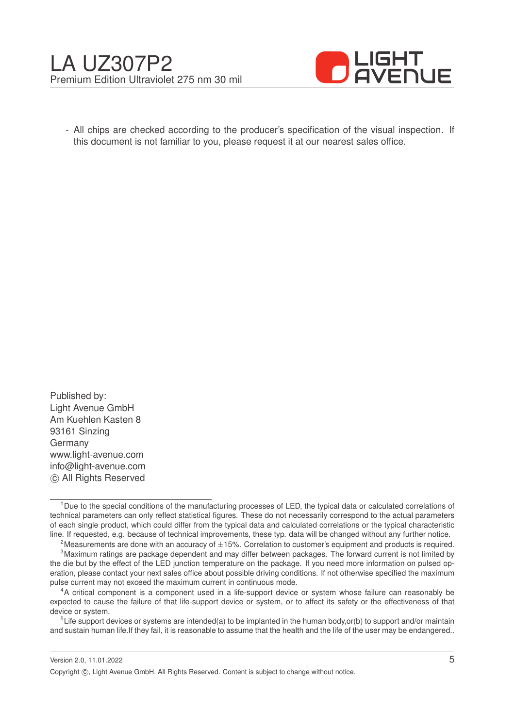- All chips are checked according to the producer's specification of the visual inspection. If this document is not familiar to you, please request it at our nearest sales office.

Published by:
Light Avenue GmbH
Am Kuehlen Kasten 8
93161 Sinzing
Germany
www.light-avenue.com
info@light-avenue.com
© All Rights Reserved

---

[1] Due to the special conditions of the manufacturing processes of LED, the typical data or calculated correlations of technical parameters can only reflect statistical figures. These do not necessarily correspond to the actual parameters of each single product, which could differ from the typical data and calculated correlations or the typical characteristic line. If requested, e.g. because of technical improvements, these typ. data will be changed without any further notice.

[2] Measurements are done with an accuracy of $\pm15\%$. Correlation to customer's equipment and products is required.

[3] Maximum ratings are package dependent and may differ between packages. The forward current is not limited by the die but by the effect of the LED junction temperature on the package. If you need more information on pulsed operation, please contact your next sales office about possible driving conditions. If not otherwise specified the maximum pulse current may not exceed the maximum current in continuous mode.

[4] A critical component is a component used in a life-support device or system whose failure can reasonably be expected to cause the failure of that life-support device or system, or to affect its safety or the effectiveness of that device or system.

[5] Life support devices or systems are intended(a) to be implanted in the human body,or(b) to support and/or maintain and sustain human life.If they fail, it is reasonable to assume that the health and the life of the user may be endangered..

Version 2.0, 11.01.2022

Copyright ©, Light Avenue GmbH. All Rights Reserved. Content is subject to change without notice.